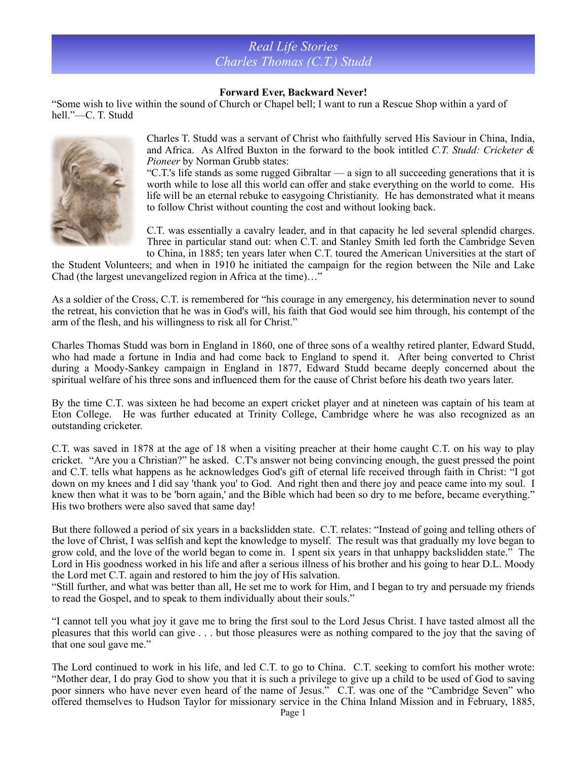# Real Life Stories
## Charles Thomas (C.T.) Studd

### Forward Ever, Backward Never!

"Some wish to live within the sound of Church or Chapel bell; I want to run a Rescue Shop within a yard of hell."—C. T. Studd

Charles T. Studd was a servant of Christ who faithfully served His Saviour in China, India, and Africa. As Alfred Buxton in the forward to the book intitled *C.T. Studd: Cricketer & Pioneer* by Norman Grubb states:

"C.T.'s life stands as some rugged Gibraltar — a sign to all succeeding generations that it is worth while to lose all this world can offer and stake everything on the world to come. His life will be an eternal rebuke to easygoing Christianity. He has demonstrated what it means to follow Christ without counting the cost and without looking back.

C.T. was essentially a cavalry leader, and in that capacity he led several splendid charges. Three in particular stand out: when C.T. and Stanley Smith led forth the Cambridge Seven to China, in 1885; ten years later when C.T. toured the American Universities at the start of the Student Volunteers; and when in 1910 he initiated the campaign for the region between the Nile and Lake Chad (the largest unevangelized region in Africa at the time)…"

As a soldier of the Cross, C.T. is remembered for "his courage in any emergency, his determination never to sound the retreat, his conviction that he was in God's will, his faith that God would see him through, his contempt of the arm of the flesh, and his willingness to risk all for Christ."

Charles Thomas Studd was born in England in 1860, one of three sons of a wealthy retired planter, Edward Studd, who had made a fortune in India and had come back to England to spend it. After being converted to Christ during a Moody-Sankey campaign in England in 1877, Edward Studd became deeply concerned about the spiritual welfare of his three sons and influenced them for the cause of Christ before his death two years later.

By the time C.T. was sixteen he had become an expert cricket player and at nineteen was captain of his team at Eton College. He was further educated at Trinity College, Cambridge where he was also recognized as an outstanding cricketer.

C.T. was saved in 1878 at the age of 18 when a visiting preacher at their home caught C.T. on his way to play cricket. "Are you a Christian?" he asked. C.T's answer not being convincing enough, the guest pressed the point and C.T. tells what happens as he acknowledges God's gift of eternal life received through faith in Christ: "I got down on my knees and I did say 'thank you' to God. And right then and there joy and peace came into my soul. I knew then what it was to be 'born again,' and the Bible which had been so dry to me before, became everything." His two brothers were also saved that same day!

But there followed a period of six years in a backslidden state. C.T. relates: "Instead of going and telling others of the love of Christ, I was selfish and kept the knowledge to myself. The result was that gradually my love began to grow cold, and the love of the world began to come in. I spent six years in that unhappy backslidden state." The Lord in His goodness worked in his life and after a serious illness of his brother and his going to hear D.L. Moody the Lord met C.T. again and restored to him the joy of His salvation.

"Still further, and what was better than all, He set me to work for Him, and I began to try and persuade my friends to read the Gospel, and to speak to them individually about their souls."

"I cannot tell you what joy it gave me to bring the first soul to the Lord Jesus Christ. I have tasted almost all the pleasures that this world can give . . . but those pleasures were as nothing compared to the joy that the saving of that one soul gave me."

The Lord continued to work in his life, and led C.T. to go to China. C.T. seeking to comfort his mother wrote: "Mother dear, I do pray God to show you that it is such a privilege to give up a child to be used of God to saving poor sinners who have never even heard of the name of Jesus." C.T. was one of the "Cambridge Seven" who offered themselves to Hudson Taylor for missionary service in the China Inland Mission and in February, 1885,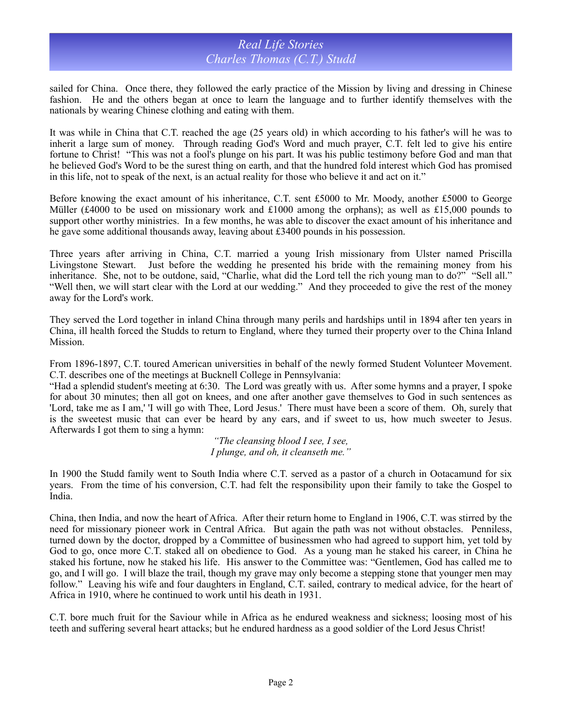sailed for China. Once there, they followed the early practice of the Mission by living and dressing in Chinese fashion. He and the others began at once to learn the language and to further identify themselves with the nationals by wearing Chinese clothing and eating with them.

It was while in China that C.T. reached the age (25 years old) in which according to his father's will he was to inherit a large sum of money. Through reading God's Word and much prayer, C.T. felt led to give his entire fortune to Christ! "This was not a fool's plunge on his part. It was his public testimony before God and man that he believed God's Word to be the surest thing on earth, and that the hundred fold interest which God has promised in this life, not to speak of the next, is an actual reality for those who believe it and act on it."

Before knowing the exact amount of his inheritance, C.T. sent £5000 to Mr. Moody, another £5000 to George Müller (£4000 to be used on missionary work and £1000 among the orphans); as well as £15,000 pounds to support other worthy ministries. In a few months, he was able to discover the exact amount of his inheritance and he gave some additional thousands away, leaving about £3400 pounds in his possession.

Three years after arriving in China, C.T. married a young Irish missionary from Ulster named Priscilla Livingstone Stewart. Just before the wedding he presented his bride with the remaining money from his inheritance. She, not to be outdone, said, "Charlie, what did the Lord tell the rich young man to do?" "Sell all." "Well then, we will start clear with the Lord at our wedding." And they proceeded to give the rest of the money away for the Lord's work.

They served the Lord together in inland China through many perils and hardships until in 1894 after ten years in China, ill health forced the Studds to return to England, where they turned their property over to the China Inland Mission.

From 1896-1897, C.T. toured American universities in behalf of the newly formed Student Volunteer Movement. C.T. describes one of the meetings at Bucknell College in Pennsylvania:

"Had a splendid student's meeting at 6:30. The Lord was greatly with us. After some hymns and a prayer, I spoke for about 30 minutes; then all got on knees, and one after another gave themselves to God in such sentences as 'Lord, take me as I am,' 'I will go with Thee, Lord Jesus.' There must have been a score of them. Oh, surely that is the sweetest music that can ever be heard by any ears, and if sweet to us, how much sweeter to Jesus. Afterwards I got them to sing a hymn:

*"The cleansing blood I see, I see,*
*I plunge, and oh, it cleanseth me."*

In 1900 the Studd family went to South India where C.T. served as a pastor of a church in Ootacamund for six years. From the time of his conversion, C.T. had felt the responsibility upon their family to take the Gospel to India.

China, then India, and now the heart of Africa. After their return home to England in 1906, C.T. was stirred by the need for missionary pioneer work in Central Africa. But again the path was not without obstacles. Penniless, turned down by the doctor, dropped by a Committee of businessmen who had agreed to support him, yet told by God to go, once more C.T. staked all on obedience to God. As a young man he staked his career, in China he staked his fortune, now he staked his life. His answer to the Committee was: "Gentlemen, God has called me to go, and I will go. I will blaze the trail, though my grave may only become a stepping stone that younger men may follow." Leaving his wife and four daughters in England, C.T. sailed, contrary to medical advice, for the heart of Africa in 1910, where he continued to work until his death in 1931.

C.T. bore much fruit for the Saviour while in Africa as he endured weakness and sickness; loosing most of his teeth and suffering several heart attacks; but he endured hardness as a good soldier of the Lord Jesus Christ!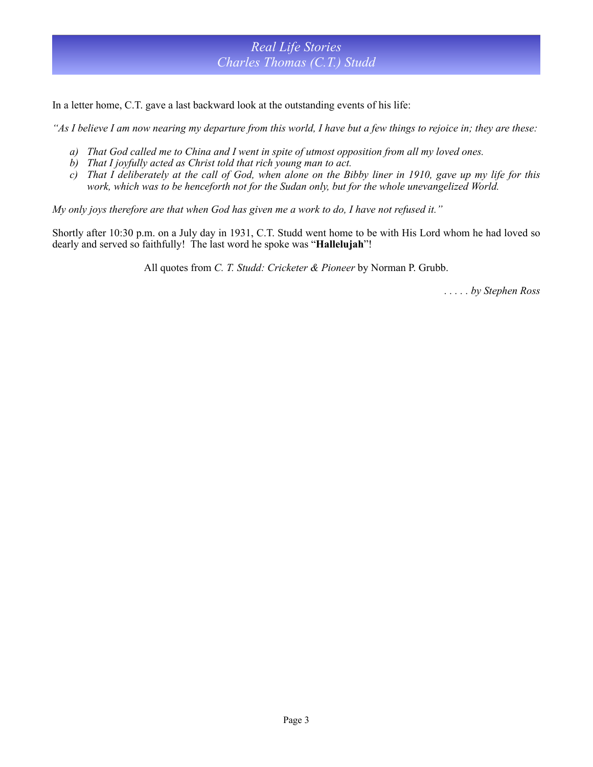In a letter home, C.T. gave a last backward look at the outstanding events of his life:

*"As I believe I am now nearing my departure from this world, I have but a few things to rejoice in; they are these:*

- *a) That God called me to China and I went in spite of utmost opposition from all my loved ones.*
- *b) That I joyfully acted as Christ told that rich young man to act.*
- *c) That I deliberately at the call of God, when alone on the Bibby liner in 1910, gave up my life for this work, which was to be henceforth not for the Sudan only, but for the whole unevangelized World.*

*My only joys therefore are that when God has given me a work to do, I have not refused it."*

Shortly after 10:30 p.m. on a July day in 1931, C.T. Studd went home to be with His Lord whom he had loved so dearly and served so faithfully! The last word he spoke was "**Hallelujah**"!

All quotes from *C. T. Studd: Cricketer & Pioneer* by Norman P. Grubb.

. . . . . *by Stephen Ross*